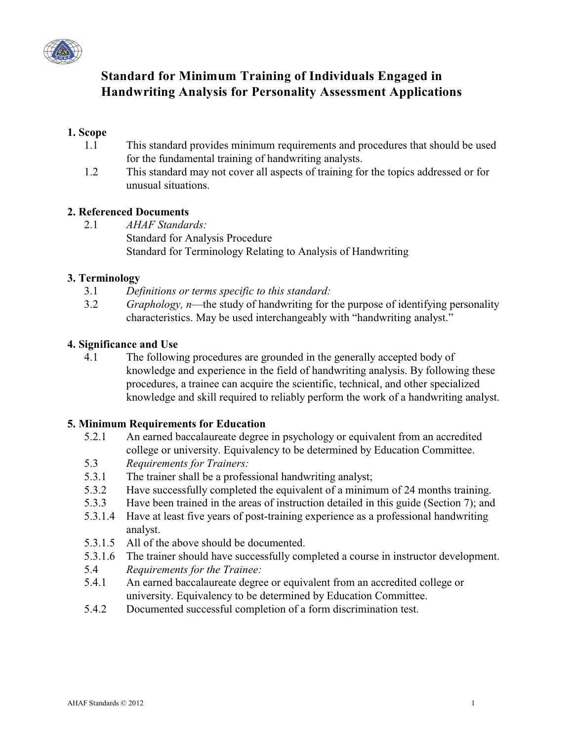# Standard for Minimum Training of Individuals Engaged in Handwriting Analysis for Personality Assessment Applications

## 1. Scope

1.1 This standard provides minimum requirements and procedures that should be used for the fundamental training of handwriting analysts.

1.2 This standard may not cover all aspects of training for the topics addressed or for unusual situations.

## 2. Referenced Documents

2.1 *AHAF Standards:*
Standard for Analysis Procedure
Standard for Terminology Relating to Analysis of Handwriting

## 3. Terminology

3.1 *Definitions or terms specific to this standard:*

3.2 *Graphology, n*—the study of handwriting for the purpose of identifying personality characteristics. May be used interchangeably with "handwriting analyst."

## 4. Significance and Use

4.1 The following procedures are grounded in the generally accepted body of knowledge and experience in the field of handwriting analysis. By following these procedures, a trainee can acquire the scientific, technical, and other specialized knowledge and skill required to reliably perform the work of a handwriting analyst.

## 5. Minimum Requirements for Education

5.2.1 An earned baccalaureate degree in psychology or equivalent from an accredited college or university. Equivalency to be determined by Education Committee.

5.3 *Requirements for Trainers:*

5.3.1 The trainer shall be a professional handwriting analyst;

5.3.2 Have successfully completed the equivalent of a minimum of 24 months training.

5.3.3 Have been trained in the areas of instruction detailed in this guide (Section 7); and

5.3.1.4 Have at least five years of post-training experience as a professional handwriting analyst.

5.3.1.5 All of the above should be documented.

5.3.1.6 The trainer should have successfully completed a course in instructor development.

5.4 *Requirements for the Trainee:*

5.4.1 An earned baccalaureate degree or equivalent from an accredited college or university. Equivalency to be determined by Education Committee.

5.4.2 Documented successful completion of a form discrimination test.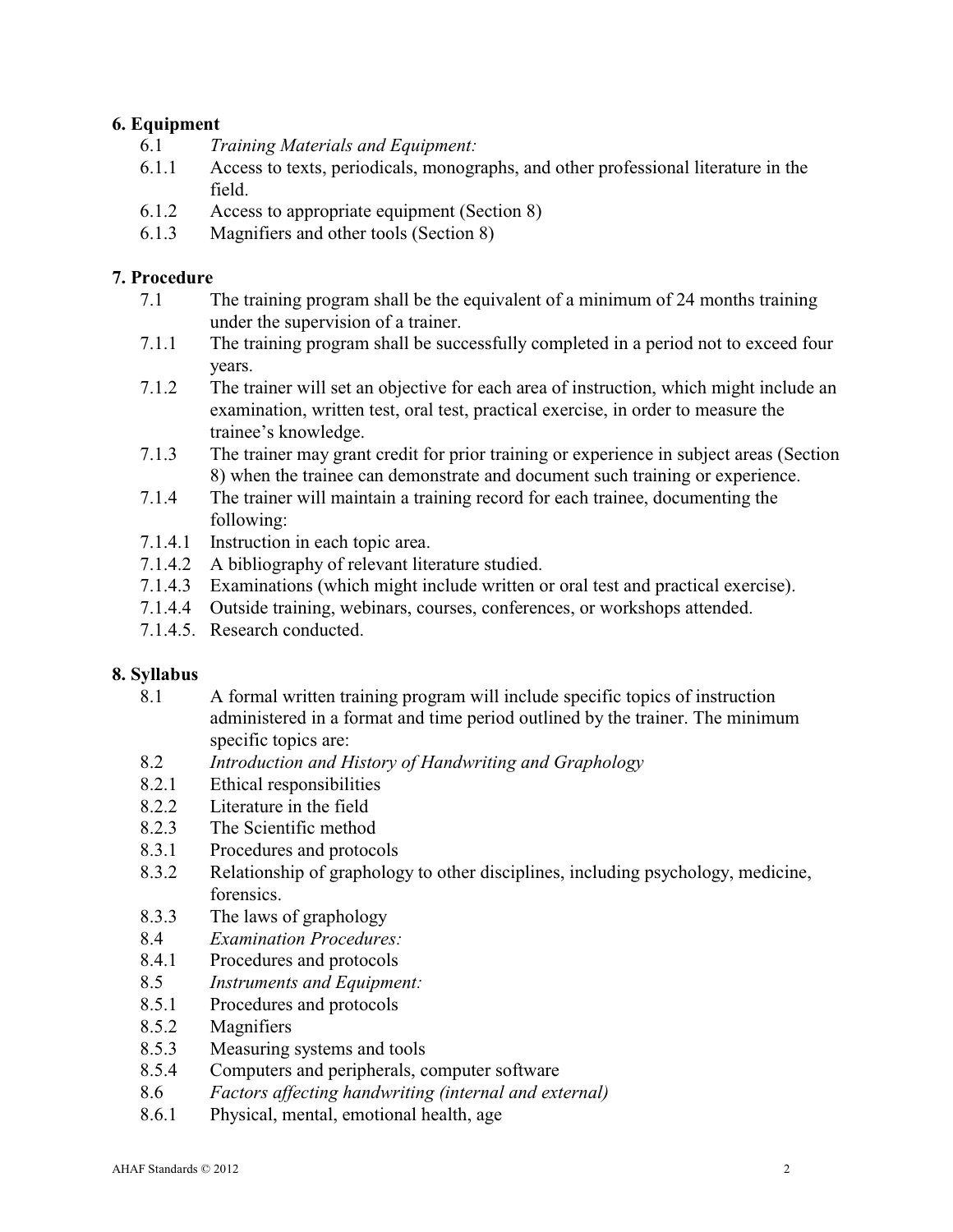## 6. Equipment

6.1 *Training Materials and Equipment:*

6.1.1 Access to texts, periodicals, monographs, and other professional literature in the field.

6.1.2 Access to appropriate equipment (Section 8)

6.1.3 Magnifiers and other tools (Section 8)

## 7. Procedure

7.1 The training program shall be the equivalent of a minimum of 24 months training under the supervision of a trainer.

7.1.1 The training program shall be successfully completed in a period not to exceed four years.

7.1.2 The trainer will set an objective for each area of instruction, which might include an examination, written test, oral test, practical exercise, in order to measure the trainee's knowledge.

7.1.3 The trainer may grant credit for prior training or experience in subject areas (Section 8) when the trainee can demonstrate and document such training or experience.

7.1.4 The trainer will maintain a training record for each trainee, documenting the following:

7.1.4.1 Instruction in each topic area.

7.1.4.2 A bibliography of relevant literature studied.

7.1.4.3 Examinations (which might include written or oral test and practical exercise).

7.1.4.4 Outside training, webinars, courses, conferences, or workshops attended.

7.1.4.5. Research conducted.

## 8. Syllabus

8.1 A formal written training program will include specific topics of instruction administered in a format and time period outlined by the trainer. The minimum specific topics are:

8.2 *Introduction and History of Handwriting and Graphology*

8.2.1 Ethical responsibilities

8.2.2 Literature in the field

8.2.3 The Scientific method

8.3.1 Procedures and protocols

8.3.2 Relationship of graphology to other disciplines, including psychology, medicine, forensics.

8.3.3 The laws of graphology

8.4 *Examination Procedures:*

8.4.1 Procedures and protocols

8.5 *Instruments and Equipment:*

8.5.1 Procedures and protocols

8.5.2 Magnifiers

8.5.3 Measuring systems and tools

8.5.4 Computers and peripherals, computer software

8.6 *Factors affecting handwriting (internal and external)*

8.6.1 Physical, mental, emotional health, age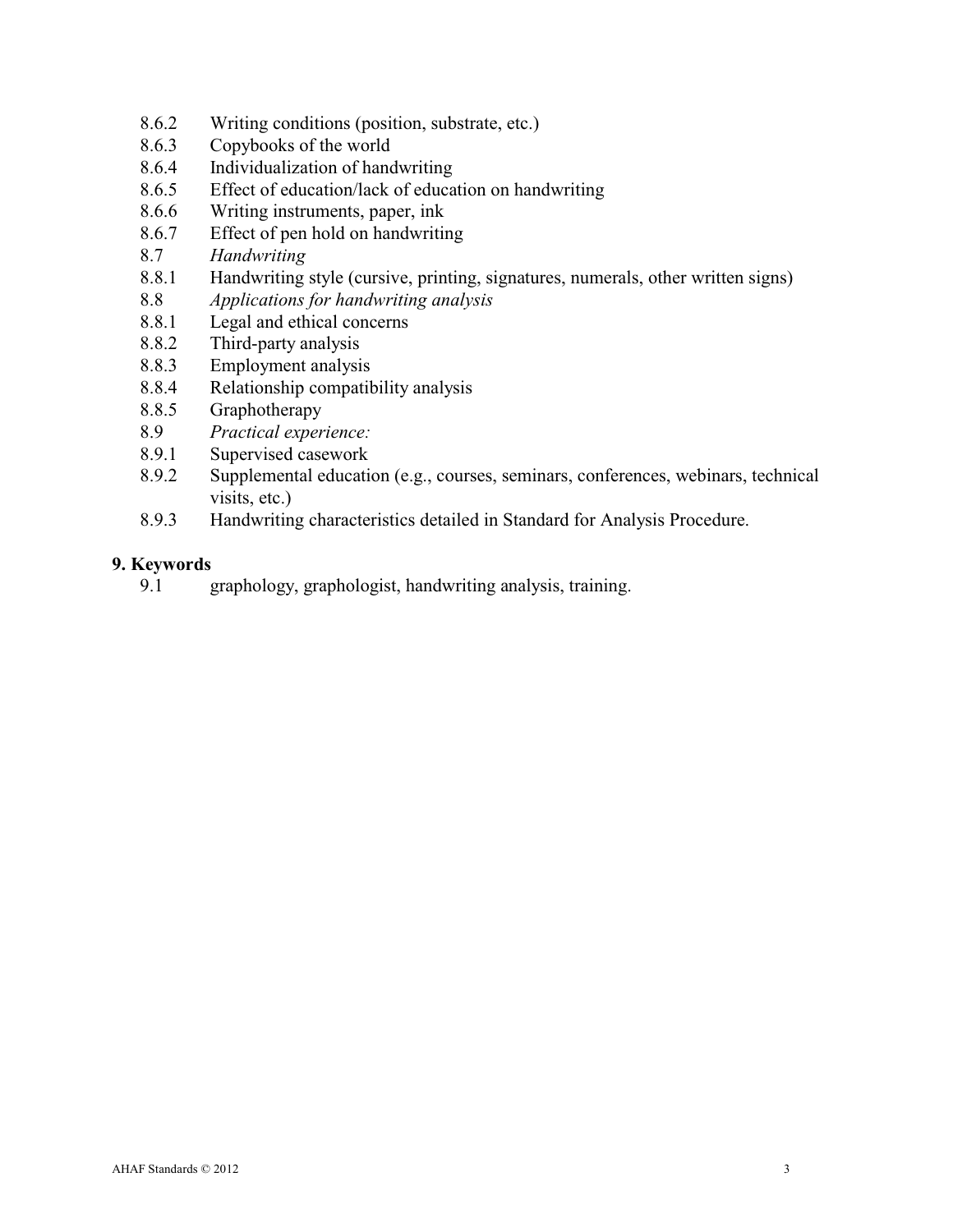8.6.2 Writing conditions (position, substrate, etc.)
8.6.3 Copybooks of the world
8.6.4 Individualization of handwriting
8.6.5 Effect of education/lack of education on handwriting
8.6.6 Writing instruments, paper, ink
8.6.7 Effect of pen hold on handwriting
8.7 *Handwriting*
8.8.1 Handwriting style (cursive, printing, signatures, numerals, other written signs)
8.8 *Applications for handwriting analysis*
8.8.1 Legal and ethical concerns
8.8.2 Third-party analysis
8.8.3 Employment analysis
8.8.4 Relationship compatibility analysis
8.8.5 Graphotherapy
8.9 *Practical experience:*
8.9.1 Supervised casework
8.9.2 Supplemental education (e.g., courses, seminars, conferences, webinars, technical visits, etc.)
8.9.3 Handwriting characteristics detailed in Standard for Analysis Procedure.

**9. Keywords**

9.1 graphology, graphologist, handwriting analysis, training.